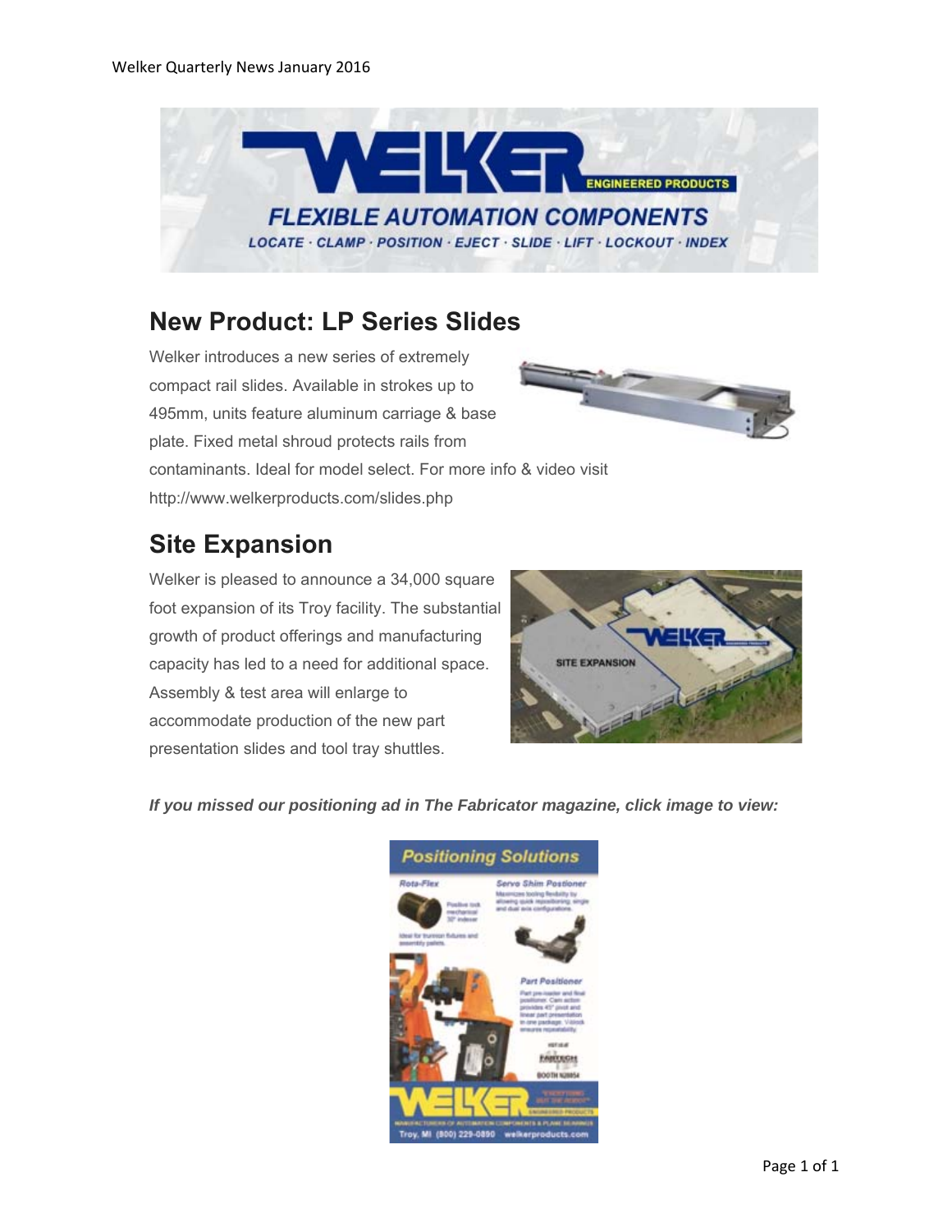Welker Quarterly News January 2016

## New Product: LP Series Slides

Welker introduces a new series of extremely compact rail slides. Available in strokes up to 495mm, units feature aluminum carriage & base plate. Fixed metal shroud protects rails from contaminants. Ideal for model select. For more info & video visit http://www.welkerproducts.com/slides.php

## Site Expansion

Welker is pleased to announce a 34,000 square foot expansion of its Troy facility. The substantial growth of product offerings and manufacturing capacity has led to a need for additional space. Assembly & test area will enlarge to accommodate production of the new part presentation slides and tool tray shuttles.

***If you missed our positioning ad in The Fabricator magazine, click image to view:***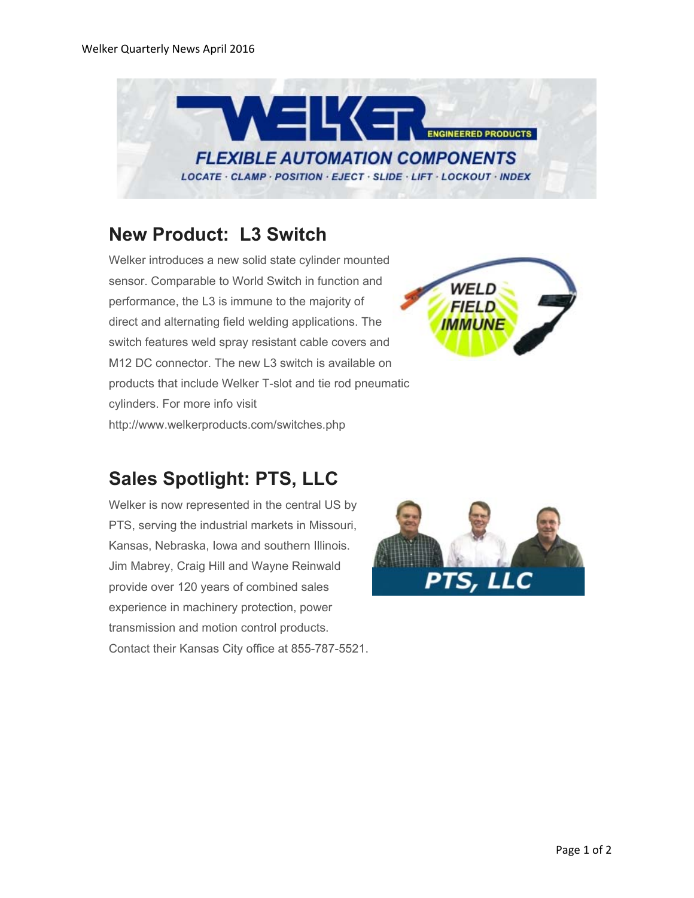## New Product: L3 Switch

Welker introduces a new solid state cylinder mounted sensor. Comparable to World Switch in function and performance, the L3 is immune to the majority of direct and alternating field welding applications. The switch features weld spray resistant cable covers and M12 DC connector. The new L3 switch is available on products that include Welker T-slot and tie rod pneumatic cylinders. For more info visit http://www.welkerproducts.com/switches.php

## Sales Spotlight: PTS, LLC

Welker is now represented in the central US by PTS, serving the industrial markets in Missouri, Kansas, Nebraska, Iowa and southern Illinois. Jim Mabrey, Craig Hill and Wayne Reinwald provide over 120 years of combined sales experience in machinery protection, power transmission and motion control products. Contact their Kansas City office at 855-787-5521.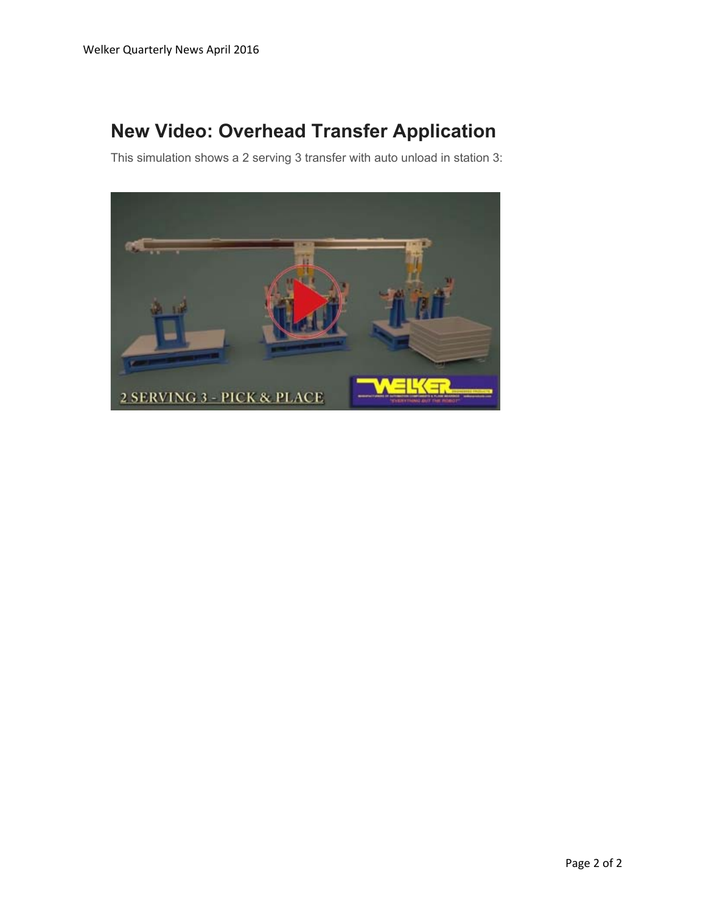## New Video: Overhead Transfer Application

This simulation shows a 2 serving 3 transfer with auto unload in station 3: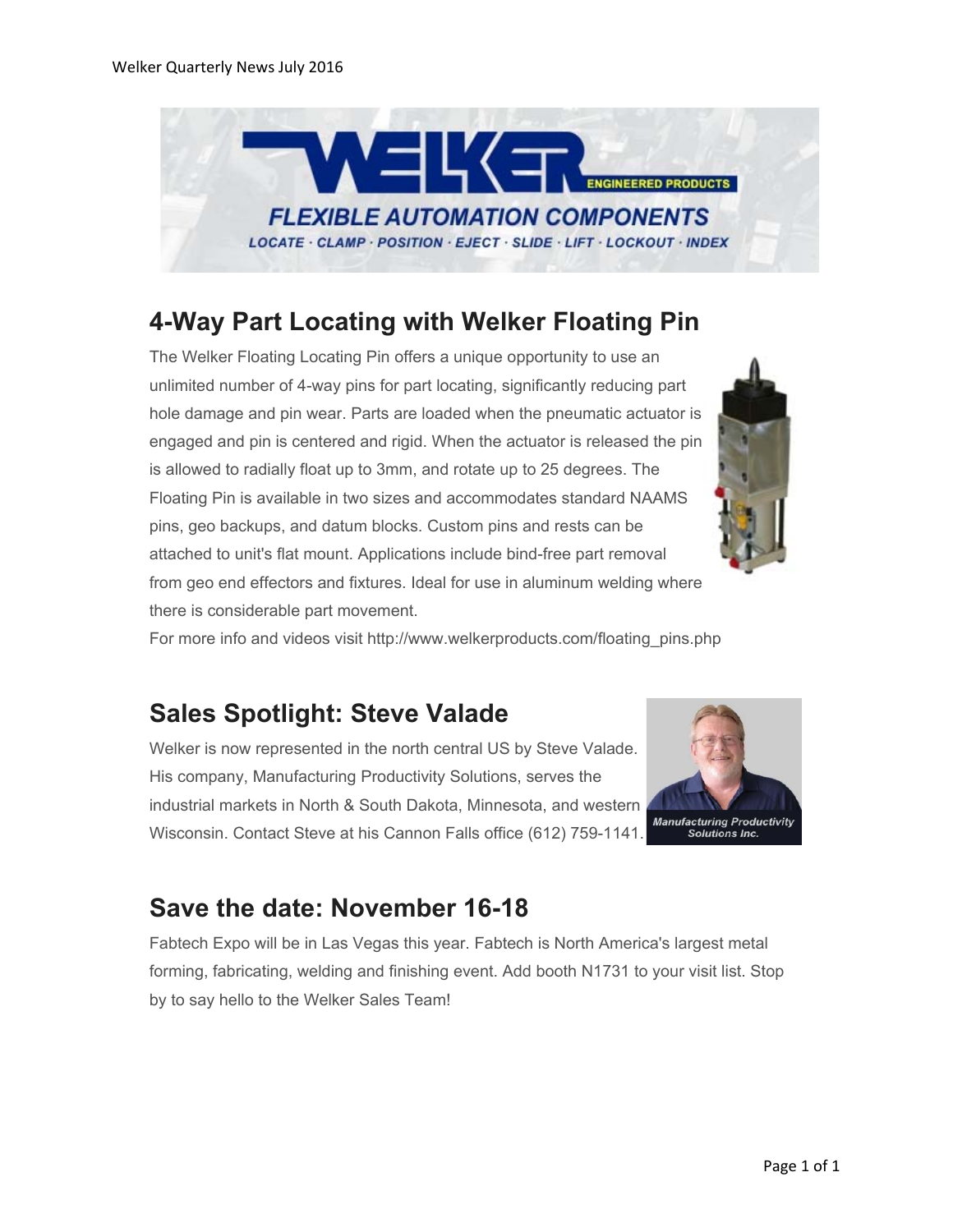## 4-Way Part Locating with Welker Floating Pin

The Welker Floating Locating Pin offers a unique opportunity to use an unlimited number of 4-way pins for part locating, significantly reducing part hole damage and pin wear. Parts are loaded when the pneumatic actuator is engaged and pin is centered and rigid. When the actuator is released the pin is allowed to radially float up to 3mm, and rotate up to 25 degrees. The Floating Pin is available in two sizes and accommodates standard NAAMS pins, geo backups, and datum blocks. Custom pins and rests can be attached to unit's flat mount. Applications include bind-free part removal from geo end effectors and fixtures. Ideal for use in aluminum welding where there is considerable part movement.

For more info and videos visit http://www.welkerproducts.com/floating_pins.php

## Sales Spotlight: Steve Valade

Welker is now represented in the north central US by Steve Valade. His company, Manufacturing Productivity Solutions, serves the industrial markets in North & South Dakota, Minnesota, and western Wisconsin. Contact Steve at his Cannon Falls office (612) 759-1141.

## Save the date: November 16-18

Fabtech Expo will be in Las Vegas this year. Fabtech is North America's largest metal forming, fabricating, welding and finishing event. Add booth N1731 to your visit list. Stop by to say hello to the Welker Sales Team!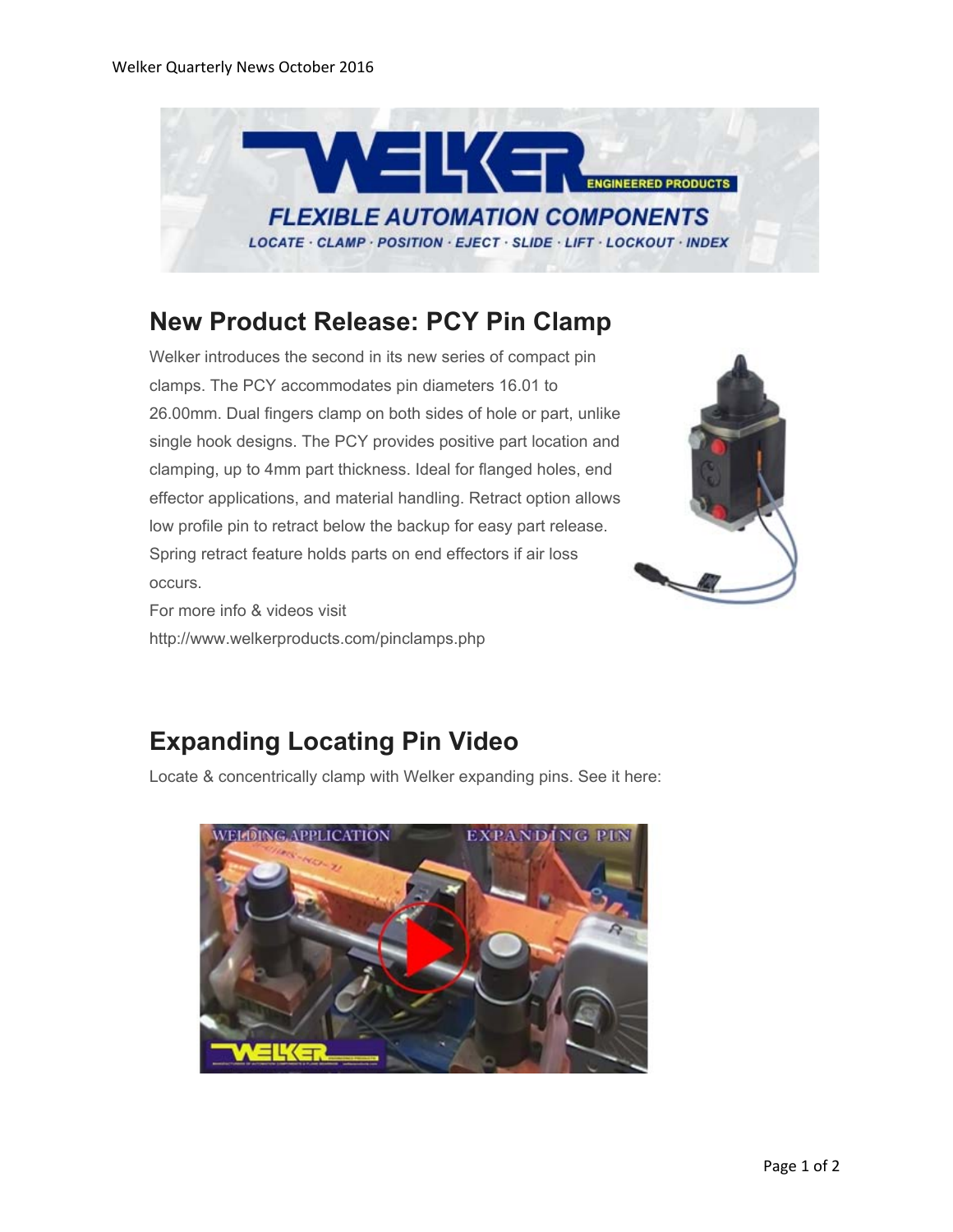## New Product Release: PCY Pin Clamp

Welker introduces the second in its new series of compact pin clamps. The PCY accommodates pin diameters 16.01 to 26.00mm. Dual fingers clamp on both sides of hole or part, unlike single hook designs. The PCY provides positive part location and clamping, up to 4mm part thickness. Ideal for flanged holes, end effector applications, and material handling. Retract option allows low profile pin to retract below the backup for easy part release. Spring retract feature holds parts on end effectors if air loss occurs.

For more info & videos visit
http://www.welkerproducts.com/pinclamps.php

## Expanding Locating Pin Video

Locate & concentrically clamp with Welker expanding pins. See it here: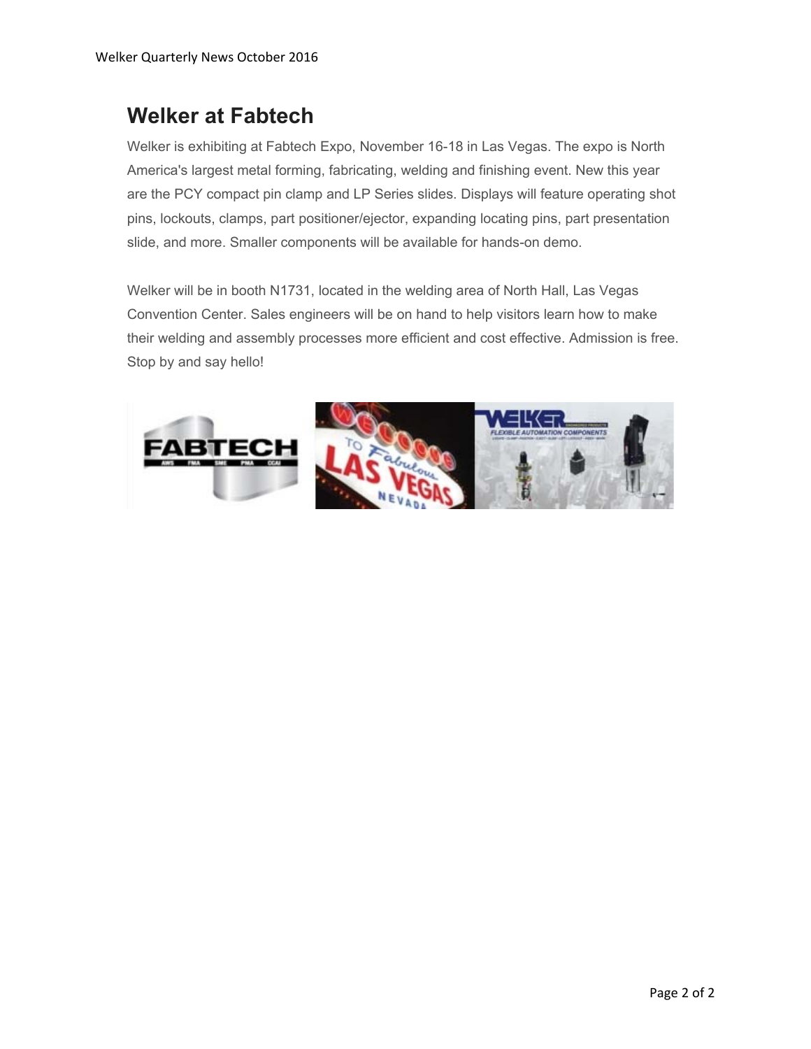# Welker at Fabtech

Welker is exhibiting at Fabtech Expo, November 16-18 in Las Vegas. The expo is North America's largest metal forming, fabricating, welding and finishing event. New this year are the PCY compact pin clamp and LP Series slides. Displays will feature operating shot pins, lockouts, clamps, part positioner/ejector, expanding locating pins, part presentation slide, and more. Smaller components will be available for hands-on demo.

Welker will be in booth N1731, located in the welding area of North Hall, Las Vegas Convention Center. Sales engineers will be on hand to help visitors learn how to make their welding and assembly processes more efficient and cost effective. Admission is free. Stop by and say hello!